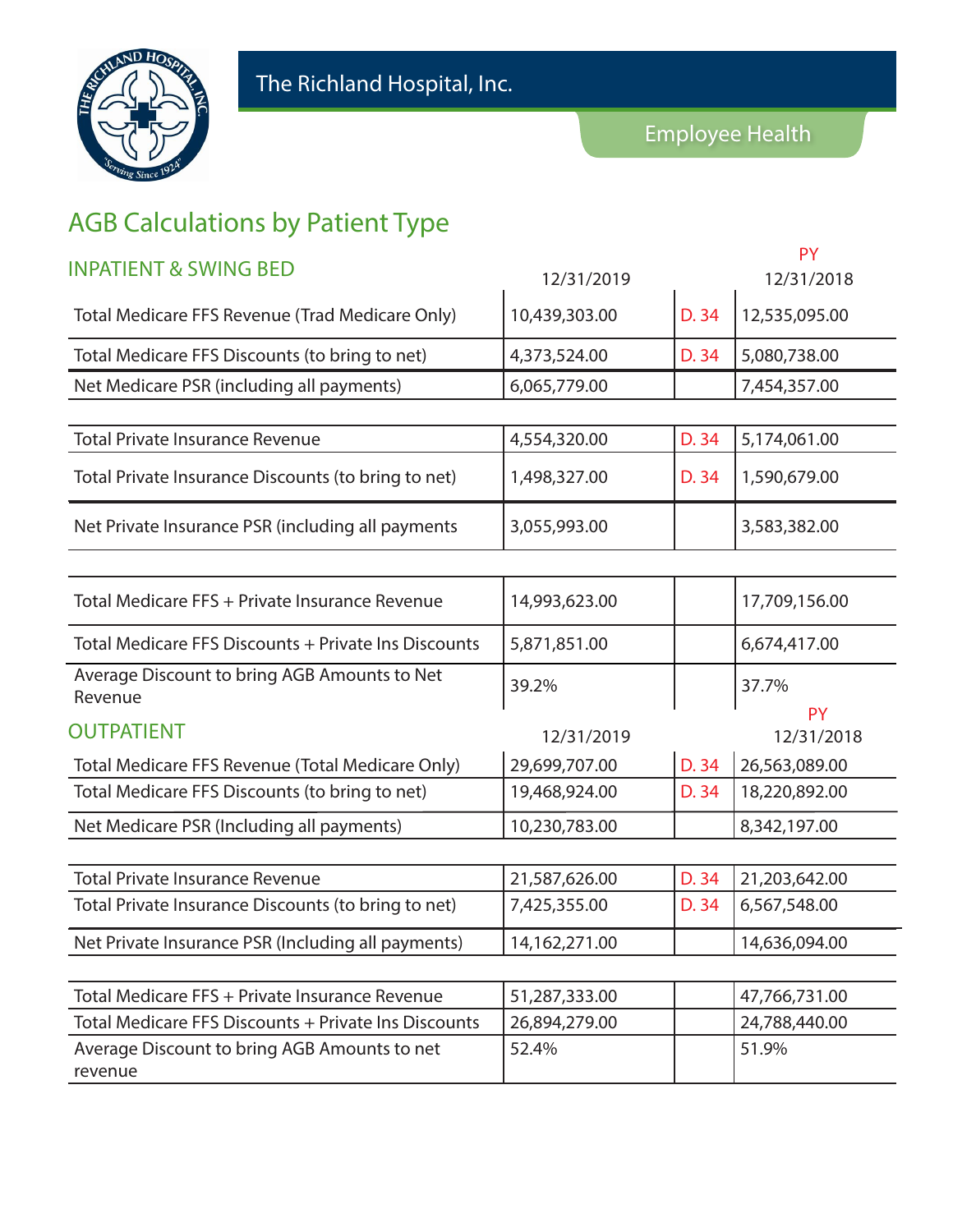The Richland Hospital, Inc.

Employee Health

# AGB Calculations by Patient Type

## INPATIENT & SWING BED

| | 12/31/2019 | | PY 12/31/2018 |
|---|---|---|---|
| Total Medicare FFS Revenue (Trad Medicare Only) | 10,439,303.00 | D. 34 | 12,535,095.00 |
| Total Medicare FFS Discounts (to bring to net) | 4,373,524.00 | D. 34 | 5,080,738.00 |
| Net Medicare PSR (including all payments) | 6,065,779.00 | | 7,454,357.00 |
| | | | |
| Total Private Insurance Revenue | 4,554,320.00 | D. 34 | 5,174,061.00 |
| Total Private Insurance Discounts (to bring to net) | 1,498,327.00 | D. 34 | 1,590,679.00 |
| Net Private Insurance PSR (including all payments | 3,055,993.00 | | 3,583,382.00 |
| | | | |
| Total Medicare FFS + Private Insurance Revenue | 14,993,623.00 | | 17,709,156.00 |
| Total Medicare FFS Discounts + Private Ins Discounts | 5,871,851.00 | | 6,674,417.00 |
| Average Discount to bring AGB Amounts to Net Revenue | 39.2% | | 37.7% |

## OUTPATIENT

| | 12/31/2019 | | PY 12/31/2018 |
|---|---|---|---|
| Total Medicare FFS Revenue (Total Medicare Only) | 29,699,707.00 | D. 34 | 26,563,089.00 |
| Total Medicare FFS Discounts (to bring to net) | 19,468,924.00 | D. 34 | 18,220,892.00 |
| Net Medicare PSR (Including all payments) | 10,230,783.00 | | 8,342,197.00 |
| | | | |
| Total Private Insurance Revenue | 21,587,626.00 | D. 34 | 21,203,642.00 |
| Total Private Insurance Discounts (to bring to net) | 7,425,355.00 | D. 34 | 6,567,548.00 |
| Net Private Insurance PSR (Including all payments) | 14,162,271.00 | | 14,636,094.00 |
| | | | |
| Total Medicare FFS + Private Insurance Revenue | 51,287,333.00 | | 47,766,731.00 |
| Total Medicare FFS Discounts + Private Ins Discounts | 26,894,279.00 | | 24,788,440.00 |
| Average Discount to bring AGB Amounts to net revenue | 52.4% | | 51.9% |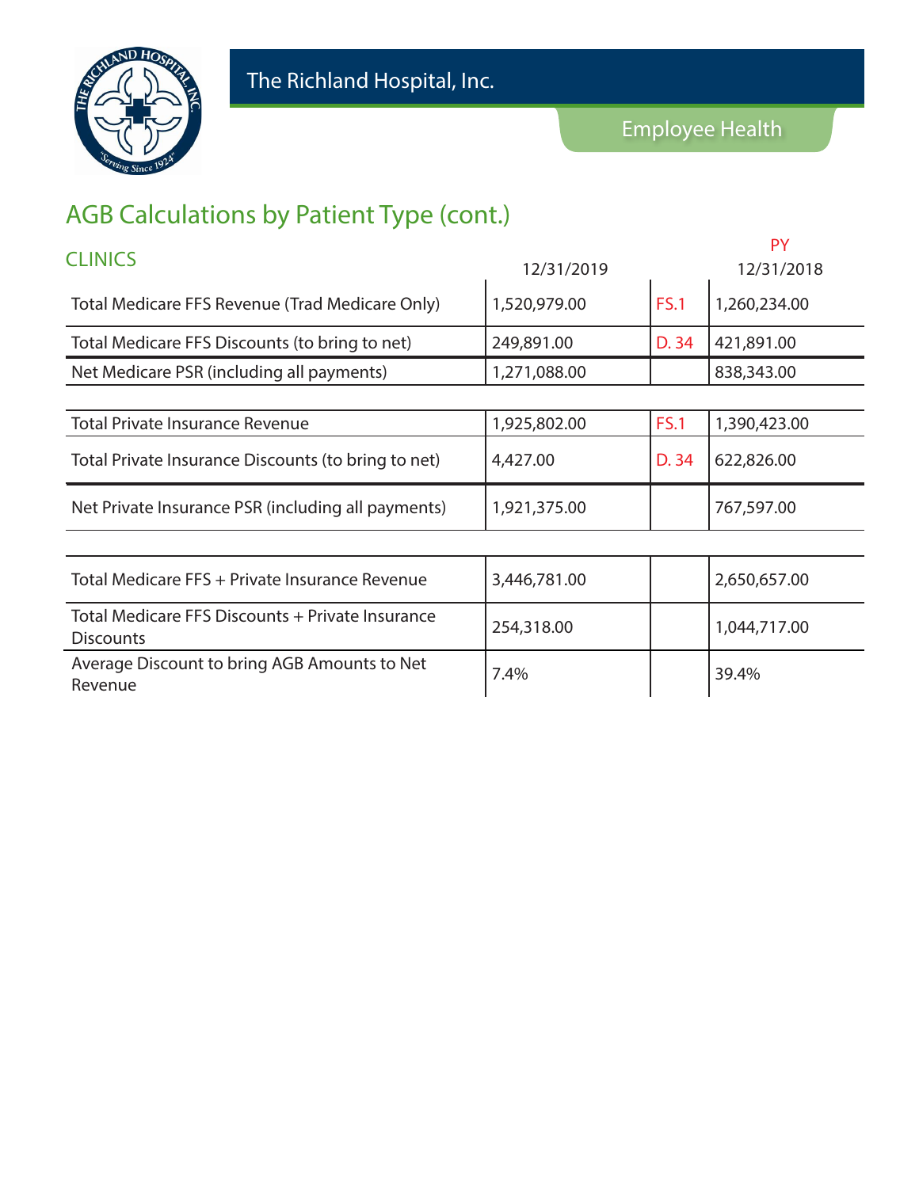The Richland Hospital, Inc.

Employee Health

## AGB Calculations by Patient Type (cont.)

### CLINICS

| | 12/31/2019 | | PY 12/31/2018 |
|---|---|---|---|
| Total Medicare FFS Revenue (Trad Medicare Only) | 1,520,979.00 | FS.1 | 1,260,234.00 |
| Total Medicare FFS Discounts (to bring to net) | 249,891.00 | D. 34 | 421,891.00 |
| Net Medicare PSR (including all payments) | 1,271,088.00 | | 838,343.00 |
| | | | |
| Total Private Insurance Revenue | 1,925,802.00 | FS.1 | 1,390,423.00 |
| Total Private Insurance Discounts (to bring to net) | 4,427.00 | D. 34 | 622,826.00 |
| Net Private Insurance PSR (including all payments) | 1,921,375.00 | | 767,597.00 |
| | | | |
| Total Medicare FFS + Private Insurance Revenue | 3,446,781.00 | | 2,650,657.00 |
| Total Medicare FFS Discounts + Private Insurance Discounts | 254,318.00 | | 1,044,717.00 |
| Average Discount to bring AGB Amounts to Net Revenue | 7.4% | | 39.4% |